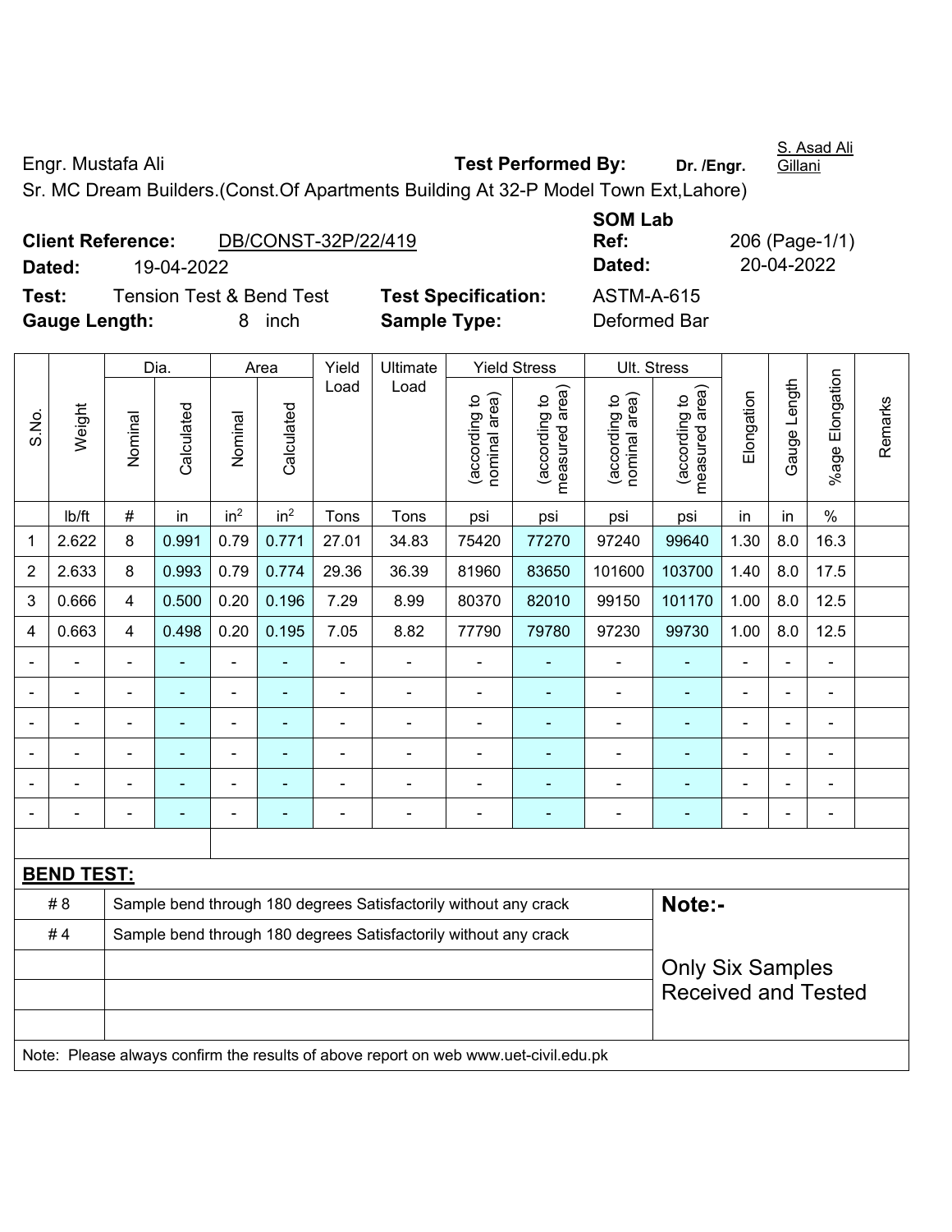Engr. Mustafa Ali **Test Performed By:** **Dr. /Engr.** S. Asad Ali Gillani

Sr. MC Dream Builders.(Const.Of Apartments Building At 32-P Model Town Ext,Lahore)

**Client Reference:** DB/CONST-32P/22/419 **SOM Lab Ref:** 206 (Page-1/1)

**Dated:** 19-04-2022 **Dated:** 20-04-2022

**Test:** Tension Test & Bend Test **Test Specification:** ASTM-A-615

**Gauge Length:** 8 inch **Sample Type:** Deformed Bar

| S.No. | Weight | Dia. | | Area | | Yield Load | Ultimate Load | Yield Stress | | Ult. Stress | | Elongation | Gauge Length | %age Elongation | Remarks |
|---|---|---|---|---|---|---|---|---|---|---|---|---|---|---|---|
| | | Nominal | Calculated | Nominal | Calculated | | | (according to nominal area) | (according to measured area) | (according to nominal area) | (according to measured area) | | | | |
| | lb/ft | # | in | in$^2$ | in$^2$ | Tons | Tons | psi | psi | psi | psi | in | in | % | |
| 1 | 2.622 | 8 | 0.991 | 0.79 | 0.771 | 27.01 | 34.83 | 75420 | 77270 | 97240 | 99640 | 1.30 | 8.0 | 16.3 | |
| 2 | 2.633 | 8 | 0.993 | 0.79 | 0.774 | 29.36 | 36.39 | 81960 | 83650 | 101600 | 103700 | 1.40 | 8.0 | 17.5 | |
| 3 | 0.666 | 4 | 0.500 | 0.20 | 0.196 | 7.29 | 8.99 | 80370 | 82010 | 99150 | 101170 | 1.00 | 8.0 | 12.5 | |
| 4 | 0.663 | 4 | 0.498 | 0.20 | 0.195 | 7.05 | 8.82 | 77790 | 79780 | 97230 | 99730 | 1.00 | 8.0 | 12.5 | |
| - | - | - | - | - | - | - | - | - | - | - | - | - | - | - | |
| - | - | - | - | - | - | - | - | - | - | - | - | - | - | - | |
| - | - | - | - | - | - | - | - | - | - | - | - | - | - | - | |
| - | - | - | - | - | - | - | - | - | - | - | - | - | - | - | |
| - | - | - | - | - | - | - | - | - | - | - | - | - | - | - | |
| - | - | - | - | - | - | - | - | - | - | - | - | - | - | - | |

**BEND TEST:**

| | | |
|---|---|---|
| # 8 | Sample bend through 180 degrees Satisfactorily without any crack | **Note:-** |
| # 4 | Sample bend through 180 degrees Satisfactorily without any crack | Only Six Samples Received and Tested |

Note: Please always confirm the results of above report on web www.uet-civil.edu.pk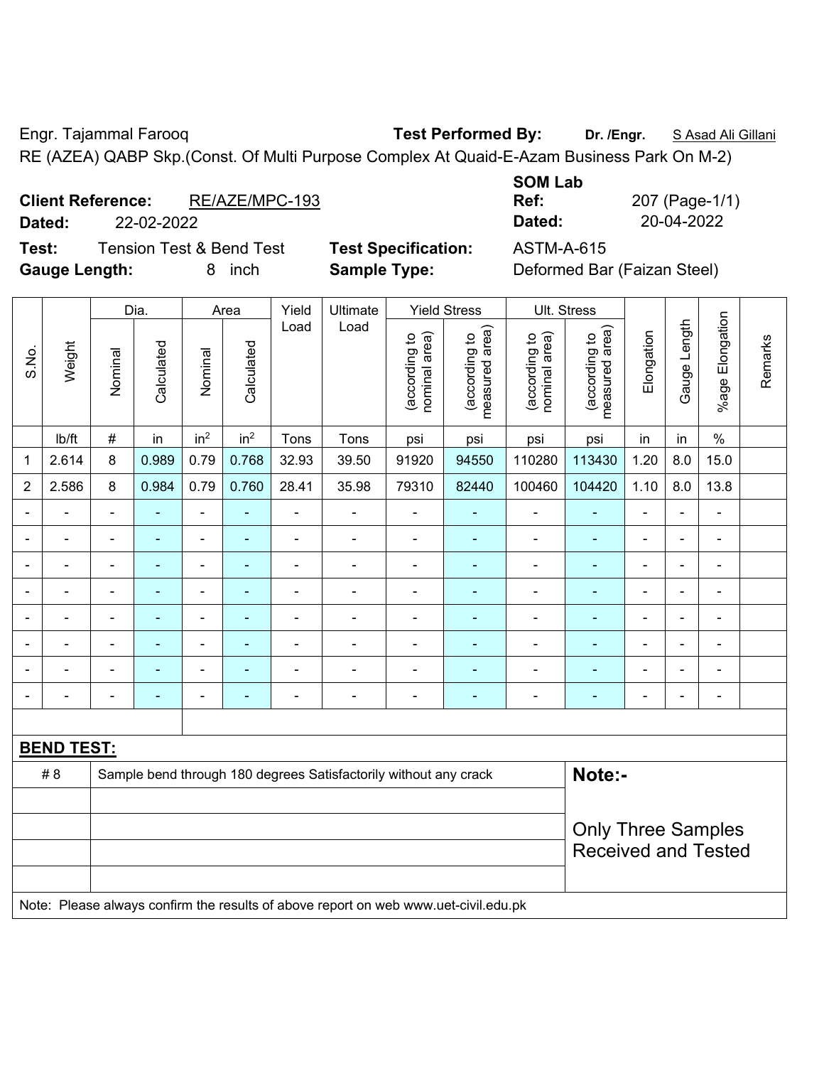Engr. Tajammal Farooq **Test Performed By:** **Dr. /Engr.** S Asad Ali Gillani

RE (AZEA) QABP Skp.(Const. Of Multi Purpose Complex At Quaid-E-Azam Business Park On M-2)

**Client Reference:** RE/AZE/MPC-193
**Dated:** 22-02-2022

**SOM Lab Ref:** 207 (Page-1/1)
**Dated:** 20-04-2022

**Test:** Tension Test & Bend Test **Test Specification:** ASTM-A-615
**Gauge Length:** 8 inch **Sample Type:** Deformed Bar (Faizan Steel)

| S.No. | Weight | Dia. | | Area | | Yield Load | Ultimate Load | Yield Stress | | Ult. Stress | | Elongation | Gauge Length | %age Elongation | Remarks |
|---|---|---|---|---|---|---|---|---|---|---|---|---|---|---|---|
| | | Nominal | Calculated | Nominal | Calculated | | | (according to nominal area) | (according to measured area) | (according to nominal area) | (according to measured area) | | | | |
| | lb/ft | # | in | $in^2$ | $in^2$ | Tons | Tons | psi | psi | psi | psi | in | in | % | |
| 1 | 2.614 | 8 | 0.989 | 0.79 | 0.768 | 32.93 | 39.50 | 91920 | 94550 | 110280 | 113430 | 1.20 | 8.0 | 15.0 | |
| 2 | 2.586 | 8 | 0.984 | 0.79 | 0.760 | 28.41 | 35.98 | 79310 | 82440 | 100460 | 104420 | 1.10 | 8.0 | 13.8 | |
| - | - | - | - | - | - | - | - | - | - | - | - | - | - | - | |
| - | - | - | - | - | - | - | - | - | - | - | - | - | - | - | |
| - | - | - | - | - | - | - | - | - | - | - | - | - | - | - | |
| - | - | - | - | - | - | - | - | - | - | - | - | - | - | - | |
| - | - | - | - | - | - | - | - | - | - | - | - | - | - | - | |
| - | - | - | - | - | - | - | - | - | - | - | - | - | - | - | |
| - | - | - | - | - | - | - | - | - | - | - | - | - | - | - | |
| - | - | - | - | - | - | - | - | - | - | - | - | - | - | - | |

**BEND TEST:**

| | | |
|---|---|---|
| # 8 | Sample bend through 180 degrees Satisfactorily without any crack | **Note:-** |
| | | Only Three Samples Received and Tested |

Note: Please always confirm the results of above report on web www.uet-civil.edu.pk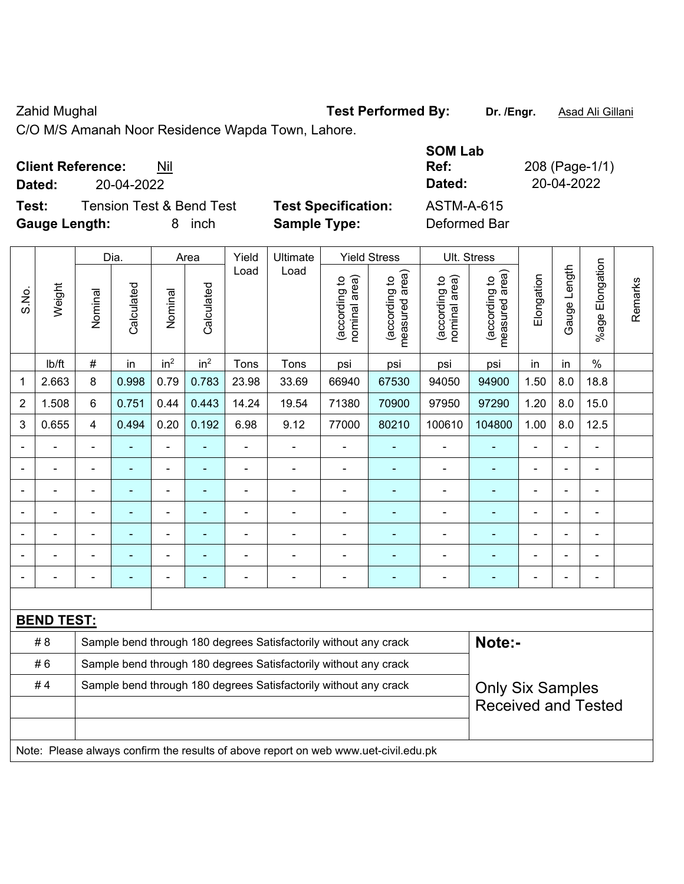Zahid Mughal

C/O M/S Amanah Noor Residence Wapda Town, Lahore.

**Test Performed By:** **Dr. /Engr.** Asad Ali Gillani

**Client Reference:** Nil

**Dated:** 20-04-2022

**SOM Lab Ref:** 208 (Page-1/1)

**Dated:** 20-04-2022

**Test:** Tension Test & Bend Test

**Gauge Length:** 8 inch

**Test Specification:** ASTM-A-615

**Sample Type:** Deformed Bar

| S.No. | Weight | Dia. | | Area | | Yield Load | Ultimate Load | Yield Stress | | Ult. Stress | | Elongation | Gauge Length | %age Elongation | Remarks |
|---|---|---|---|---|---|---|---|---|---|---|---|---|---|---|---|
| | | Nominal | Calculated | Nominal | Calculated | | | (according to nominal area) | (according to measured area) | (according to nominal area) | (according to measured area) | | | | |
| | lb/ft | # | in | $in^2$ | $in^2$ | Tons | Tons | psi | psi | psi | psi | in | in | % | |
| 1 | 2.663 | 8 | 0.998 | 0.79 | 0.783 | 23.98 | 33.69 | 66940 | 67530 | 94050 | 94900 | 1.50 | 8.0 | 18.8 | |
| 2 | 1.508 | 6 | 0.751 | 0.44 | 0.443 | 14.24 | 19.54 | 71380 | 70900 | 97950 | 97290 | 1.20 | 8.0 | 15.0 | |
| 3 | 0.655 | 4 | 0.494 | 0.20 | 0.192 | 6.98 | 9.12 | 77000 | 80210 | 100610 | 104800 | 1.00 | 8.0 | 12.5 | |
| - | - | - | - | - | - | - | - | - | - | - | - | - | - | - | |
| - | - | - | - | - | - | - | - | - | - | - | - | - | - | - | |
| - | - | - | - | - | - | - | - | - | - | - | - | - | - | - | |
| - | - | - | - | - | - | - | - | - | - | - | - | - | - | - | |
| - | - | - | - | - | - | - | - | - | - | - | - | - | - | - | |
| - | - | - | - | - | - | - | - | - | - | - | - | - | - | - | |
| - | - | - | - | - | - | - | - | - | - | - | - | - | - | - | |

**BEND TEST:**

| | | |
|---|---|---|
| # 8 | Sample bend through 180 degrees Satisfactorily without any crack | **Note:-** |
| # 6 | Sample bend through 180 degrees Satisfactorily without any crack | |
| # 4 | Sample bend through 180 degrees Satisfactorily without any crack | Only Six Samples Received and Tested |

Note: Please always confirm the results of above report on web www.uet-civil.edu.pk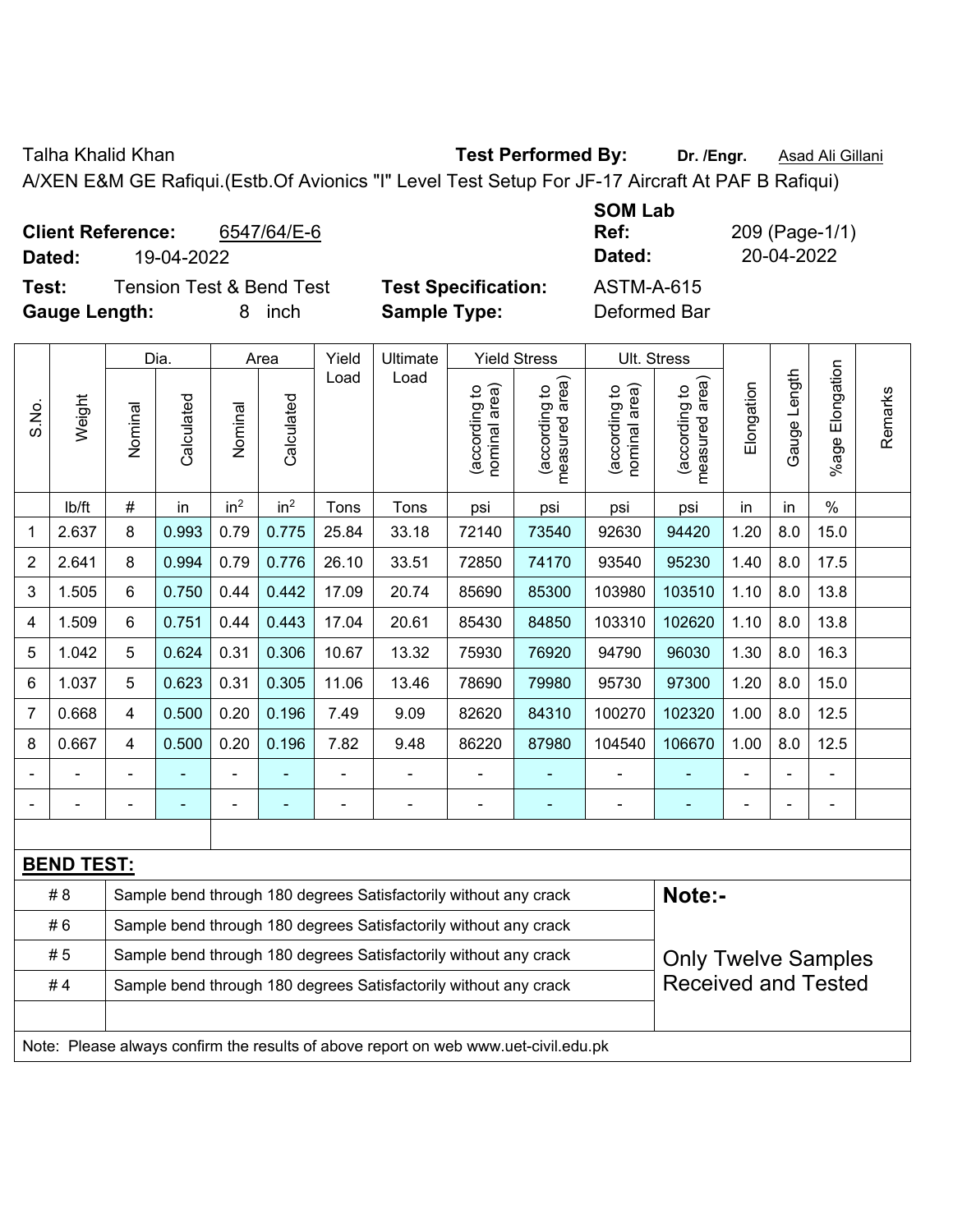Talha Khalid Khan **Test Performed By:** **Dr. /Engr.** Asad Ali Gillani

A/XEN E&M GE Rafiqui.(Estb.Of Avionics "I" Level Test Setup For JF-17 Aircraft At PAF B Rafiqui)

**Client Reference:** 6547/64/E-6

**Dated:** 19-04-2022

**SOM Lab Ref:** 209 (Page-1/1)

**Dated:** 20-04-2022

**Test:** Tension Test & Bend Test

**Test Specification:** ASTM-A-615

**Gauge Length:** 8 inch

**Sample Type:** Deformed Bar

| S.No. | Weight | Dia. | | Area | | Yield Load | Ultimate Load | Yield Stress | | Ult. Stress | | Elongation | Gauge Length | %age Elongation | Remarks |
|---|---|---|---|---|---|---|---|---|---|---|---|---|---|---|---|
| | | Nominal | Calculated | Nominal | Calculated | | | (according to nominal area) | (according to measured area) | (according to nominal area) | (according to measured area) | | | | |
| | lb/ft | # | in | $in^2$ | $in^2$ | Tons | Tons | psi | psi | psi | psi | in | in | % | |
| 1 | 2.637 | 8 | 0.993 | 0.79 | 0.775 | 25.84 | 33.18 | 72140 | 73540 | 92630 | 94420 | 1.20 | 8.0 | 15.0 | |
| 2 | 2.641 | 8 | 0.994 | 0.79 | 0.776 | 26.10 | 33.51 | 72850 | 74170 | 93540 | 95230 | 1.40 | 8.0 | 17.5 | |
| 3 | 1.505 | 6 | 0.750 | 0.44 | 0.442 | 17.09 | 20.74 | 85690 | 85300 | 103980 | 103510 | 1.10 | 8.0 | 13.8 | |
| 4 | 1.509 | 6 | 0.751 | 0.44 | 0.443 | 17.04 | 20.61 | 85430 | 84850 | 103310 | 102620 | 1.10 | 8.0 | 13.8 | |
| 5 | 1.042 | 5 | 0.624 | 0.31 | 0.306 | 10.67 | 13.32 | 75930 | 76920 | 94790 | 96030 | 1.30 | 8.0 | 16.3 | |
| 6 | 1.037 | 5 | 0.623 | 0.31 | 0.305 | 11.06 | 13.46 | 78690 | 79980 | 95730 | 97300 | 1.20 | 8.0 | 15.0 | |
| 7 | 0.668 | 4 | 0.500 | 0.20 | 0.196 | 7.49 | 9.09 | 82620 | 84310 | 100270 | 102320 | 1.00 | 8.0 | 12.5 | |
| 8 | 0.667 | 4 | 0.500 | 0.20 | 0.196 | 7.82 | 9.48 | 86220 | 87980 | 104540 | 106670 | 1.00 | 8.0 | 12.5 | |
| - | - | - | - | - | - | - | - | - | - | - | - | - | - | - | |
| - | - | - | - | - | - | - | - | - | - | - | - | - | - | - | |

**BEND TEST:**

| | | |
|---|---|---|
| # 8 | Sample bend through 180 degrees Satisfactorily without any crack | **Note:-** |
| # 6 | Sample bend through 180 degrees Satisfactorily without any crack | |
| # 5 | Sample bend through 180 degrees Satisfactorily without any crack | Only Twelve Samples Received and Tested |
| # 4 | Sample bend through 180 degrees Satisfactorily without any crack | |

Note: Please always confirm the results of above report on web www.uet-civil.edu.pk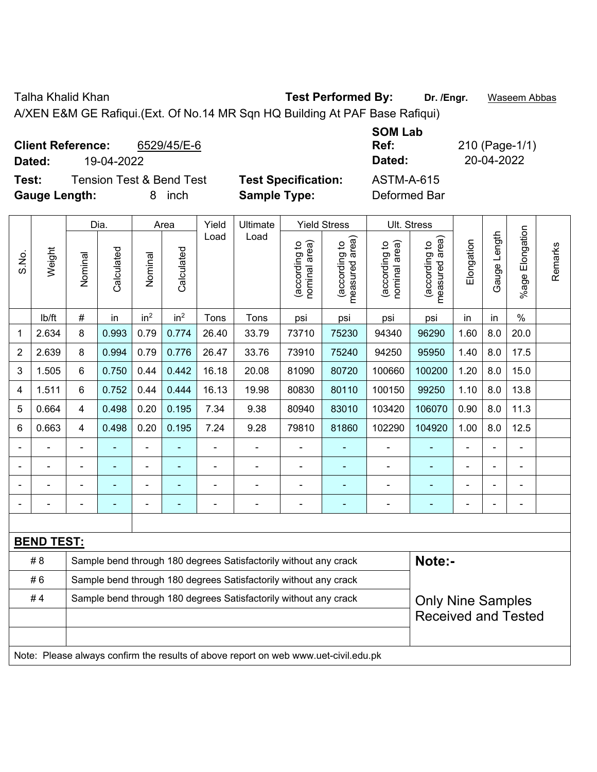Talha Khalid Khan **Test Performed By:** **Dr. /Engr.** Waseem Abbas

A/XEN E&M GE Rafiqui.(Ext. Of No.14 MR Sqn HQ Building At PAF Base Rafiqui)

**Client Reference:** 6529/45/E-6 **SOM Lab Ref:** 210 (Page-1/1)

**Dated:** 19-04-2022 **Dated:** 20-04-2022

**Test:** Tension Test & Bend Test **Test Specification:** ASTM-A-615

**Gauge Length:** 8 inch **Sample Type:** Deformed Bar

| S.No. | Weight | Dia. | | Area | | Yield Load | Ultimate Load | Yield Stress | | Ult. Stress | | Elongation | Gauge Length | %age Elongation | Remarks |
|---|---|---|---|---|---|---|---|---|---|---|---|---|---|---|---|
| | | Nominal | Calculated | Nominal | Calculated | | | (according to nominal area) | (according to measured area) | (according to nominal area) | (according to measured area) | | | | |
| | lb/ft | # | in | $in^2$ | $in^2$ | Tons | Tons | psi | psi | psi | psi | in | in | % | |
| 1 | 2.634 | 8 | 0.993 | 0.79 | 0.774 | 26.40 | 33.79 | 73710 | 75230 | 94340 | 96290 | 1.60 | 8.0 | 20.0 | |
| 2 | 2.639 | 8 | 0.994 | 0.79 | 0.776 | 26.47 | 33.76 | 73910 | 75240 | 94250 | 95950 | 1.40 | 8.0 | 17.5 | |
| 3 | 1.505 | 6 | 0.750 | 0.44 | 0.442 | 16.18 | 20.08 | 81090 | 80720 | 100660 | 100200 | 1.20 | 8.0 | 15.0 | |
| 4 | 1.511 | 6 | 0.752 | 0.44 | 0.444 | 16.13 | 19.98 | 80830 | 80110 | 100150 | 99250 | 1.10 | 8.0 | 13.8 | |
| 5 | 0.664 | 4 | 0.498 | 0.20 | 0.195 | 7.34 | 9.38 | 80940 | 83010 | 103420 | 106070 | 0.90 | 8.0 | 11.3 | |
| 6 | 0.663 | 4 | 0.498 | 0.20 | 0.195 | 7.24 | 9.28 | 79810 | 81860 | 102290 | 104920 | 1.00 | 8.0 | 12.5 | |
| - | - | - | - | - | - | - | - | - | - | - | - | - | - | - | |
| - | - | - | - | - | - | - | - | - | - | - | - | - | - | - | |
| - | - | - | - | - | - | - | - | - | - | - | - | - | - | - | |
| - | - | - | - | - | - | - | - | - | - | - | - | - | - | - | |

**BEND TEST:**

| | | |
|---|---|---|
| # 8 | Sample bend through 180 degrees Satisfactorily without any crack | **Note:-** |
| # 6 | Sample bend through 180 degrees Satisfactorily without any crack | |
| # 4 | Sample bend through 180 degrees Satisfactorily without any crack | Only Nine Samples Received and Tested |

Note: Please always confirm the results of above report on web www.uet-civil.edu.pk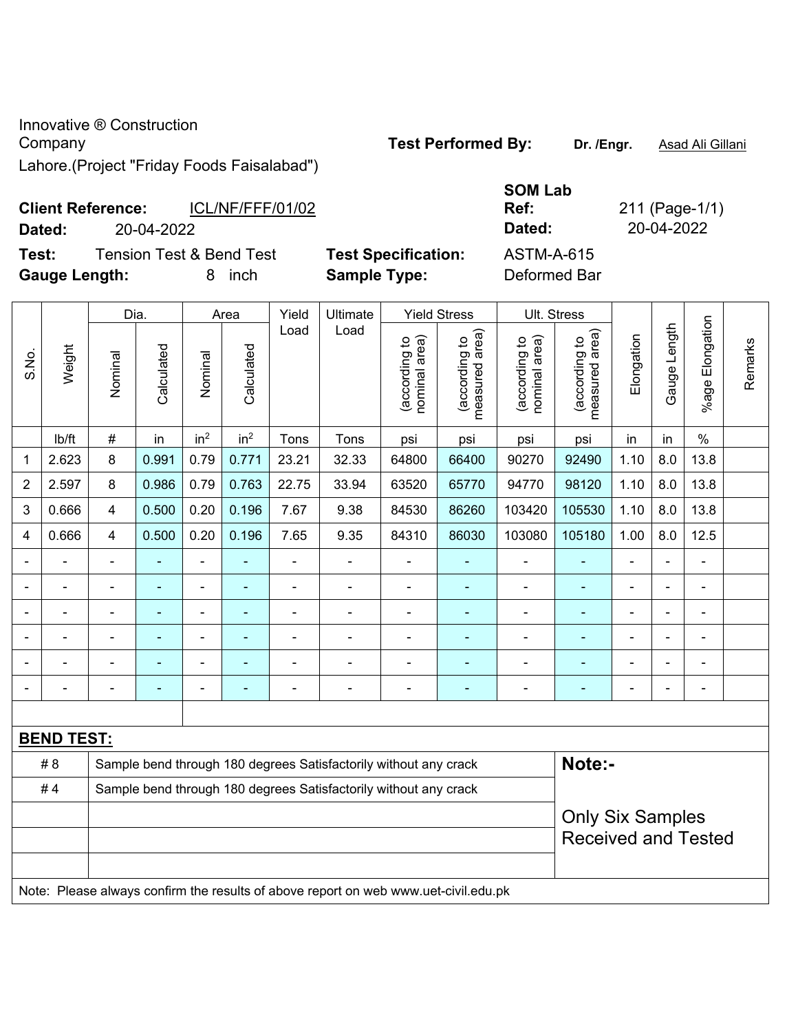Innovative ® Construction Company
Lahore.(Project "Friday Foods Faisalabad")

**Test Performed By:** Dr. /Engr. Asad Ali Gillani

**Client Reference:** ICL/NF/FFF/01/02
**Dated:** 20-04-2022

**SOM Lab Ref:** 211 (Page-1/1)
**Dated:** 20-04-2022

**Test:** Tension Test & Bend Test
**Test Specification:** ASTM-A-615
**Gauge Length:** 8 inch
**Sample Type:** Deformed Bar

| S.No. | Weight | Dia. | | Area | | Yield Load | Ultimate Load | Yield Stress | | Ult. Stress | | Elongation | Gauge Length | %age Elongation | Remarks |
|---|---|---|---|---|---|---|---|---|---|---|---|---|---|---|---|
| | | Nominal | Calculated | Nominal | Calculated | | | (according to nominal area) | (according to measured area) | (according to nominal area) | (according to measured area) | | | | |
| | lb/ft | # | in | in$^2$ | in$^2$ | Tons | Tons | psi | psi | psi | psi | in | in | % | |
| 1 | 2.623 | 8 | 0.991 | 0.79 | 0.771 | 23.21 | 32.33 | 64800 | 66400 | 90270 | 92490 | 1.10 | 8.0 | 13.8 | |
| 2 | 2.597 | 8 | 0.986 | 0.79 | 0.763 | 22.75 | 33.94 | 63520 | 65770 | 94770 | 98120 | 1.10 | 8.0 | 13.8 | |
| 3 | 0.666 | 4 | 0.500 | 0.20 | 0.196 | 7.67 | 9.38 | 84530 | 86260 | 103420 | 105530 | 1.10 | 8.0 | 13.8 | |
| 4 | 0.666 | 4 | 0.500 | 0.20 | 0.196 | 7.65 | 9.35 | 84310 | 86030 | 103080 | 105180 | 1.00 | 8.0 | 12.5 | |
| - | - | - | - | - | - | - | - | - | - | - | - | - | - | - | |
| - | - | - | - | - | - | - | - | - | - | - | - | - | - | - | |
| - | - | - | - | - | - | - | - | - | - | - | - | - | - | - | |
| - | - | - | - | - | - | - | - | - | - | - | - | - | - | - | |
| - | - | - | - | - | - | - | - | - | - | - | - | - | - | - | |
| - | - | - | - | - | - | - | - | - | - | - | - | - | - | - | |

**BEND TEST:**

| | | |
|---|---|---|
| # 8 | Sample bend through 180 degrees Satisfactorily without any crack | **Note:-** |
| # 4 | Sample bend through 180 degrees Satisfactorily without any crack | Only Six Samples Received and Tested |

Note: Please always confirm the results of above report on web www.uet-civil.edu.pk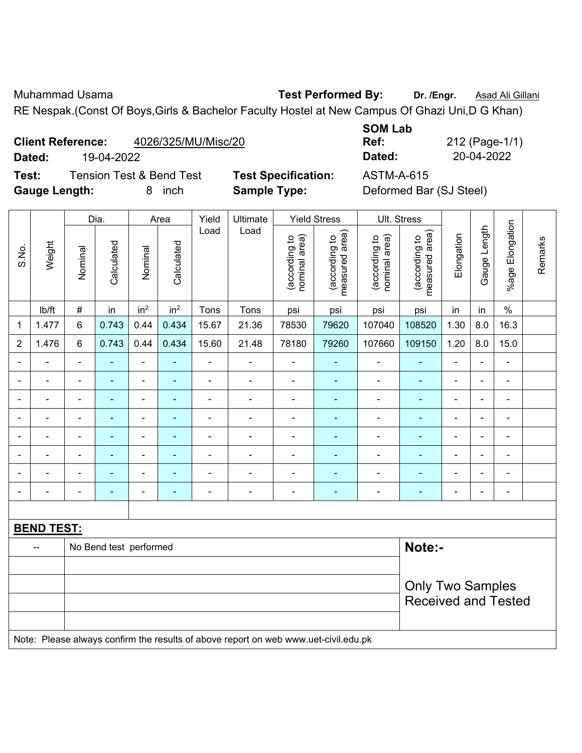Muhammad Usama | **Test Performed By:** **Dr. /Engr.** Asad Ali Gillani

RE Nespak.(Const Of Boys,Girls & Bachelor Faculty Hostel at New Campus Of Ghazi Uni,D G Khan)

**Client Reference:** 4026/325/MU/Misc/20
**Dated:** 19-04-2022

**SOM Lab Ref:** 212 (Page-1/1)
**Dated:** 20-04-2022

**Test:** Tension Test & Bend Test
**Gauge Length:** 8 inch
**Test Specification:** ASTM-A-615
**Sample Type:** Deformed Bar (SJ Steel)

| S.No. | Weight | Dia. | | Area | | Yield Load | Ultimate Load | Yield Stress | | Ult. Stress | | Elongation | Gauge Length | %age Elongation | Remarks |
|---|---|---|---|---|---|---|---|---|---|---|---|---|---|---|---|
| | | Nominal | Calculated | Nominal | Calculated | | | (according to nominal area) | (according to measured area) | (according to nominal area) | (according to measured area) | | | | |
| | lb/ft | # | in | $in^2$ | $in^2$ | Tons | Tons | psi | psi | psi | psi | in | in | % | |
| 1 | 1.477 | 6 | 0.743 | 0.44 | 0.434 | 15.67 | 21.36 | 78530 | 79620 | 107040 | 108520 | 1.30 | 8.0 | 16.3 | |
| 2 | 1.476 | 6 | 0.743 | 0.44 | 0.434 | 15.60 | 21.48 | 78180 | 79260 | 107660 | 109150 | 1.20 | 8.0 | 15.0 | |
| - | - | - | - | - | - | - | - | - | - | - | - | - | - | - | |
| - | - | - | - | - | - | - | - | - | - | - | - | - | - | - | |
| - | - | - | - | - | - | - | - | - | - | - | - | - | - | - | |
| - | - | - | - | - | - | - | - | - | - | - | - | - | - | - | |
| - | - | - | - | - | - | - | - | - | - | - | - | - | - | - | |
| - | - | - | - | - | - | - | - | - | - | - | - | - | - | - | |
| - | - | - | - | - | - | - | - | - | - | - | - | - | - | - | |
| - | - | - | - | - | - | - | - | - | - | - | - | - | - | - | |

**BEND TEST:**

| -- | No Bend test performed |
|---|---|

**Note:-**

Only Two Samples Received and Tested

Note: Please always confirm the results of above report on web www.uet-civil.edu.pk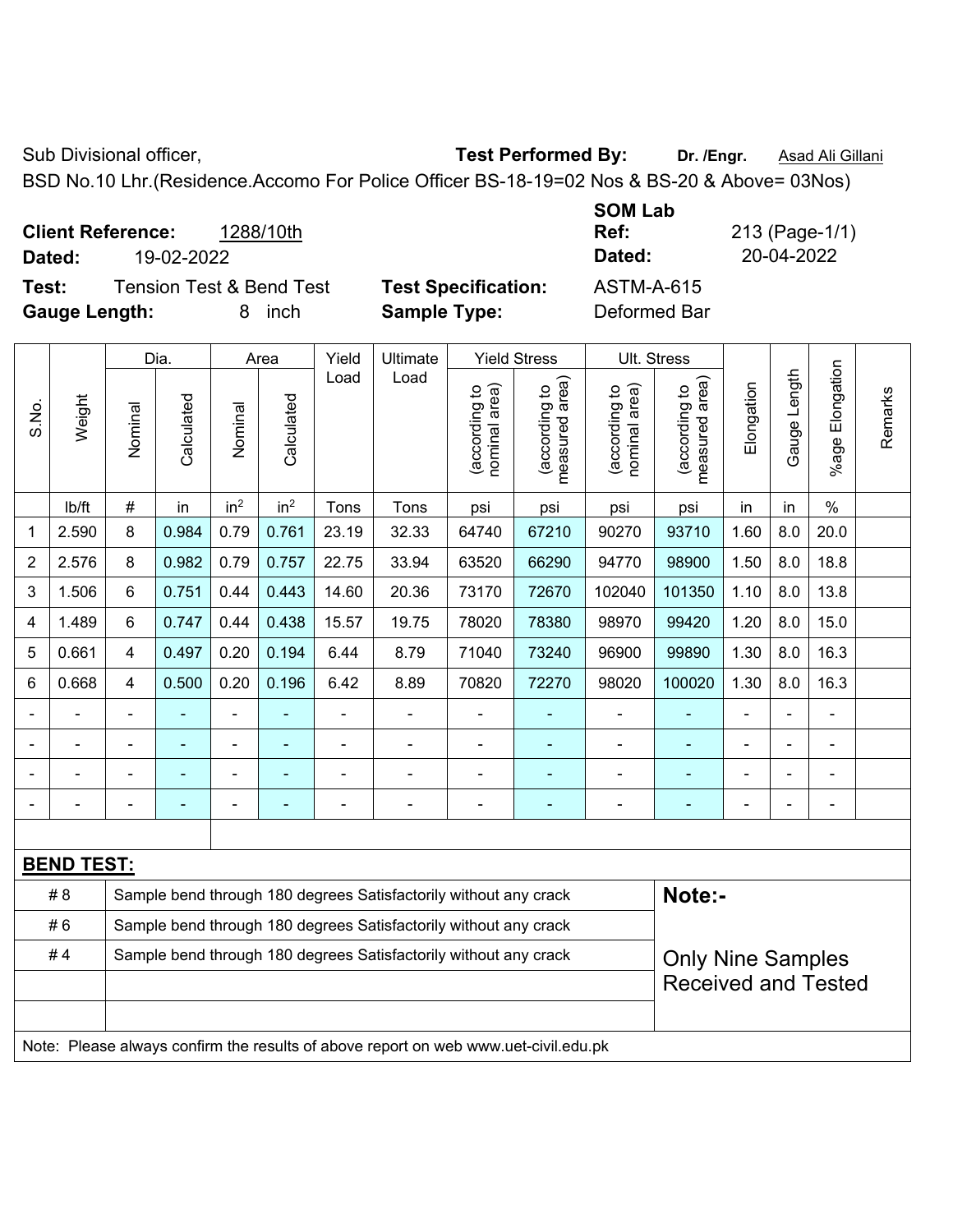Sub Divisional officer, **Test Performed By:** **Dr. /Engr.** Asad Ali Gillani

BSD No.10 Lhr.(Residence.Accomo For Police Officer BS-18-19=02 Nos & BS-20 & Above= 03Nos)

**SOM Lab**

**Client Reference:** 1288/10th **Ref:** 213 (Page-1/1)

**Dated:** 19-02-2022 **Dated:** 20-04-2022

**Test:** Tension Test & Bend Test **Test Specification:** ASTM-A-615

**Gauge Length:** 8 inch **Sample Type:** Deformed Bar

| S.No. | Weight | Dia. | | Area | | Yield Load | Ultimate Load | Yield Stress | | Ult. Stress | | Elongation | Gauge Length | %age Elongation | Remarks |
|---|---|---|---|---|---|---|---|---|---|---|---|---|---|---|---|
| | | Nominal | Calculated | Nominal | Calculated | | | (according to nominal area) | (according to measured area) | (according to nominal area) | (according to measured area) | | | | |
| | lb/ft | # | in | in² | in² | Tons | Tons | psi | psi | psi | psi | in | in | % | |
| 1 | 2.590 | 8 | 0.984 | 0.79 | 0.761 | 23.19 | 32.33 | 64740 | 67210 | 90270 | 93710 | 1.60 | 8.0 | 20.0 | |
| 2 | 2.576 | 8 | 0.982 | 0.79 | 0.757 | 22.75 | 33.94 | 63520 | 66290 | 94770 | 98900 | 1.50 | 8.0 | 18.8 | |
| 3 | 1.506 | 6 | 0.751 | 0.44 | 0.443 | 14.60 | 20.36 | 73170 | 72670 | 102040 | 101350 | 1.10 | 8.0 | 13.8 | |
| 4 | 1.489 | 6 | 0.747 | 0.44 | 0.438 | 15.57 | 19.75 | 78020 | 78380 | 98970 | 99420 | 1.20 | 8.0 | 15.0 | |
| 5 | 0.661 | 4 | 0.497 | 0.20 | 0.194 | 6.44 | 8.79 | 71040 | 73240 | 96900 | 99890 | 1.30 | 8.0 | 16.3 | |
| 6 | 0.668 | 4 | 0.500 | 0.20 | 0.196 | 6.42 | 8.89 | 70820 | 72270 | 98020 | 100020 | 1.30 | 8.0 | 16.3 | |
| - | - | - | - | - | - | - | - | - | - | - | - | - | - | - | |
| - | - | - | - | - | - | - | - | - | - | - | - | - | - | - | |
| - | - | - | - | - | - | - | - | - | - | - | - | - | - | - | |
| - | - | - | - | - | - | - | - | - | - | - | - | - | - | - | |

**BEND TEST:**

| | | |
|---|---|---|
| # 8 | Sample bend through 180 degrees Satisfactorily without any crack | **Note:-** |
| # 6 | Sample bend through 180 degrees Satisfactorily without any crack | |
| # 4 | Sample bend through 180 degrees Satisfactorily without any crack | Only Nine Samples Received and Tested |

Note: Please always confirm the results of above report on web www.uet-civil.edu.pk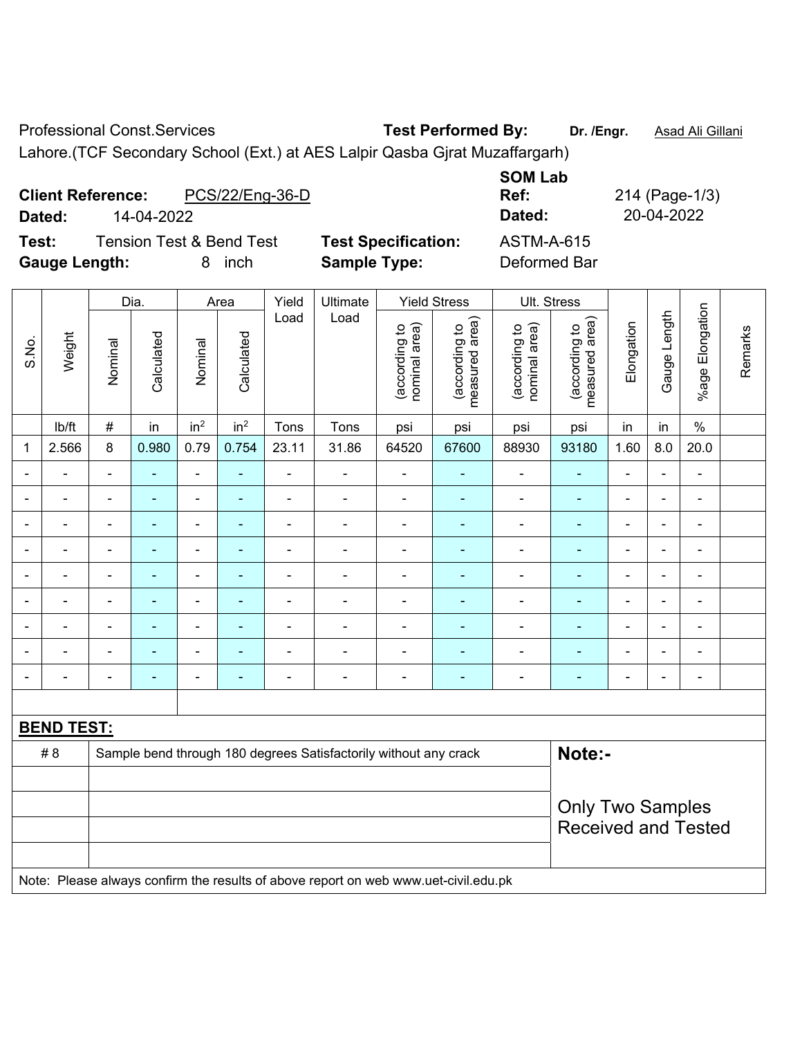Professional Const.Services **Test Performed By:** **Dr. /Engr.** Asad Ali Gillani

Lahore.(TCF Secondary School (Ext.) at AES Lalpir Qasba Gjrat Muzaffargarh)

**Client Reference:** PCS/22/Eng-36-D

**Dated:** 14-04-2022

**SOM Lab Ref:** 214 (Page-1/3)

**Dated:** 20-04-2022

**Test:** Tension Test & Bend Test

**Test Specification:** ASTM-A-615

**Gauge Length:** 8 inch

**Sample Type:** Deformed Bar

| S.No. | Weight | Dia. | | Area | | Yield Load | Ultimate Load | Yield Stress | | Ult. Stress | | Elongation | Gauge Length | %age Elongation | Remarks |
|---|---|---|---|---|---|---|---|---|---|---|---|---|---|---|---|
| | | Nominal | Calculated | Nominal | Calculated | | | (according to nominal area) | (according to measured area) | (according to nominal area) | (according to measured area) | | | | |
| | lb/ft | # | in | in$^2$ | in$^2$ | Tons | Tons | psi | psi | psi | psi | in | in | % | |
| 1 | 2.566 | 8 | 0.980 | 0.79 | 0.754 | 23.11 | 31.86 | 64520 | 67600 | 88930 | 93180 | 1.60 | 8.0 | 20.0 | |
| - | - | - | - | - | - | - | - | - | - | - | - | - | - | - | |
| - | - | - | - | - | - | - | - | - | - | - | - | - | - | - | |
| - | - | - | - | - | - | - | - | - | - | - | - | - | - | - | |
| - | - | - | - | - | - | - | - | - | - | - | - | - | - | - | |
| - | - | - | - | - | - | - | - | - | - | - | - | - | - | - | |
| - | - | - | - | - | - | - | - | - | - | - | - | - | - | - | |
| - | - | - | - | - | - | - | - | - | - | - | - | - | - | - | |
| - | - | - | - | - | - | - | - | - | - | - | - | - | - | - | |
| - | - | - | - | - | - | - | - | - | - | - | - | - | - | - | |

**BEND TEST:**

| | | |
|---|---|---|
| # 8 | Sample bend through 180 degrees Satisfactorily without any crack | **Note:-** Only Two Samples Received and Tested |

Note: Please always confirm the results of above report on web www.uet-civil.edu.pk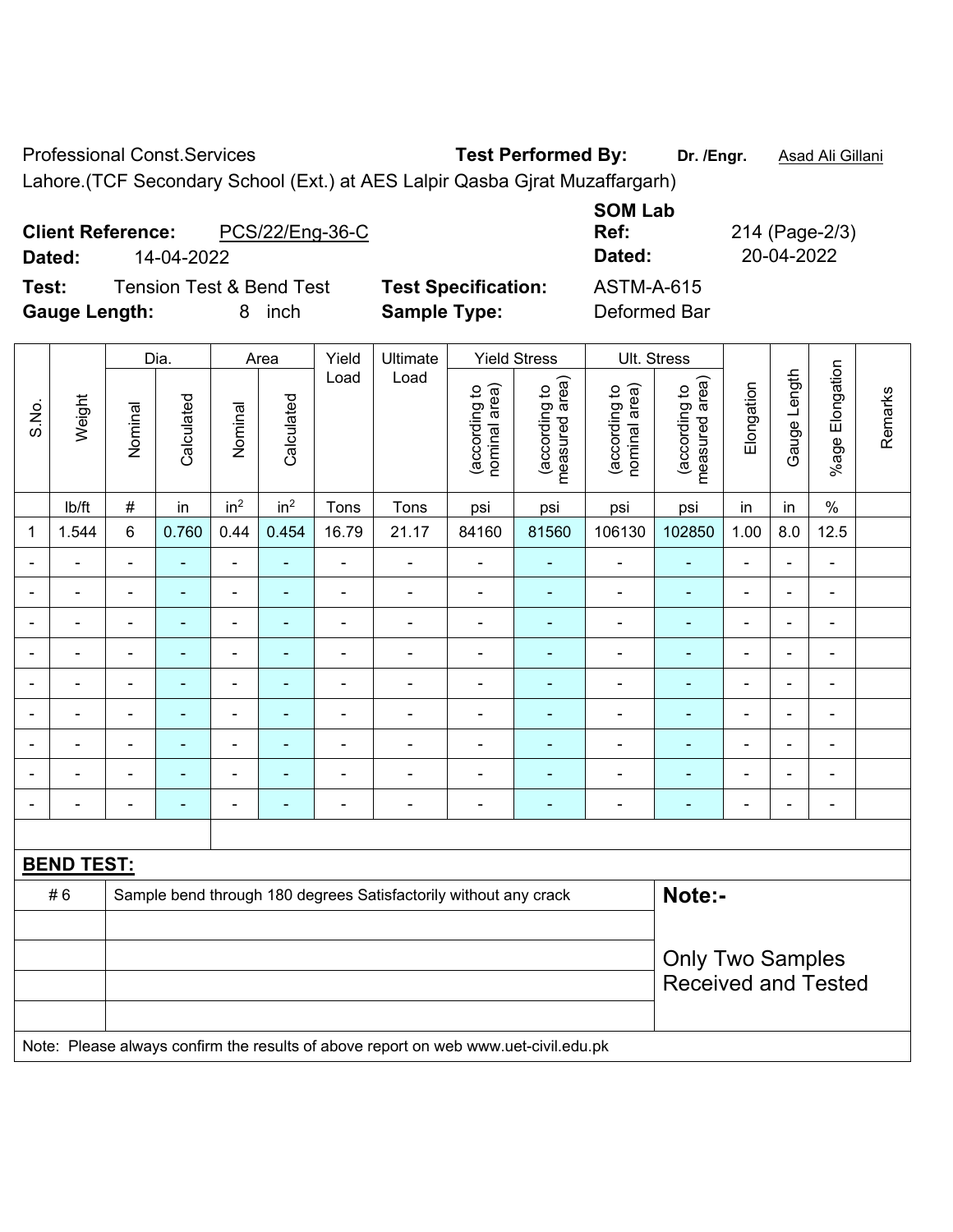Professional Const.Services **Test Performed By:** **Dr. /Engr.** Asad Ali Gillani

Lahore.(TCF Secondary School (Ext.) at AES Lalpir Qasba Gjrat Muzaffargarh)

**Client Reference:** PCS/22/Eng-36-C

**Dated:** 14-04-2022

**SOM Lab Ref:** 214 (Page-2/3)

**Dated:** 20-04-2022

**Test:** Tension Test & Bend Test **Test Specification:** ASTM-A-615

**Gauge Length:** 8 inch **Sample Type:** Deformed Bar

| S.No. | Weight | Dia. | | Area | | Yield Load | Ultimate Load | Yield Stress | | Ult. Stress | | Elongation | Gauge Length | %age Elongation | Remarks |
|---|---|---|---|---|---|---|---|---|---|---|---|---|---|---|---|
| | | Nominal | Calculated | Nominal | Calculated | | | (according to nominal area) | (according to measured area) | (according to nominal area) | (according to measured area) | | | | |
| | lb/ft | # | in | in$^2$ | in$^2$ | Tons | Tons | psi | psi | psi | psi | in | in | % | |
| 1 | 1.544 | 6 | 0.760 | 0.44 | 0.454 | 16.79 | 21.17 | 84160 | 81560 | 106130 | 102850 | 1.00 | 8.0 | 12.5 | |
| - | - | - | - | - | - | - | - | - | - | - | - | - | - | - | |
| - | - | - | - | - | - | - | - | - | - | - | - | - | - | - | |
| - | - | - | - | - | - | - | - | - | - | - | - | - | - | - | |
| - | - | - | - | - | - | - | - | - | - | - | - | - | - | - | |
| - | - | - | - | - | - | - | - | - | - | - | - | - | - | - | |
| - | - | - | - | - | - | - | - | - | - | - | - | - | - | - | |
| - | - | - | - | - | - | - | - | - | - | - | - | - | - | - | |
| - | - | - | - | - | - | - | - | - | - | - | - | - | - | - | |
| - | - | - | - | - | - | - | - | - | - | - | - | - | - | - | |

**BEND TEST:**

| | | |
|---|---|---|
| # 6 | Sample bend through 180 degrees Satisfactorily without any crack | **Note:-** Only Two Samples Received and Tested |

Note: Please always confirm the results of above report on web www.uet-civil.edu.pk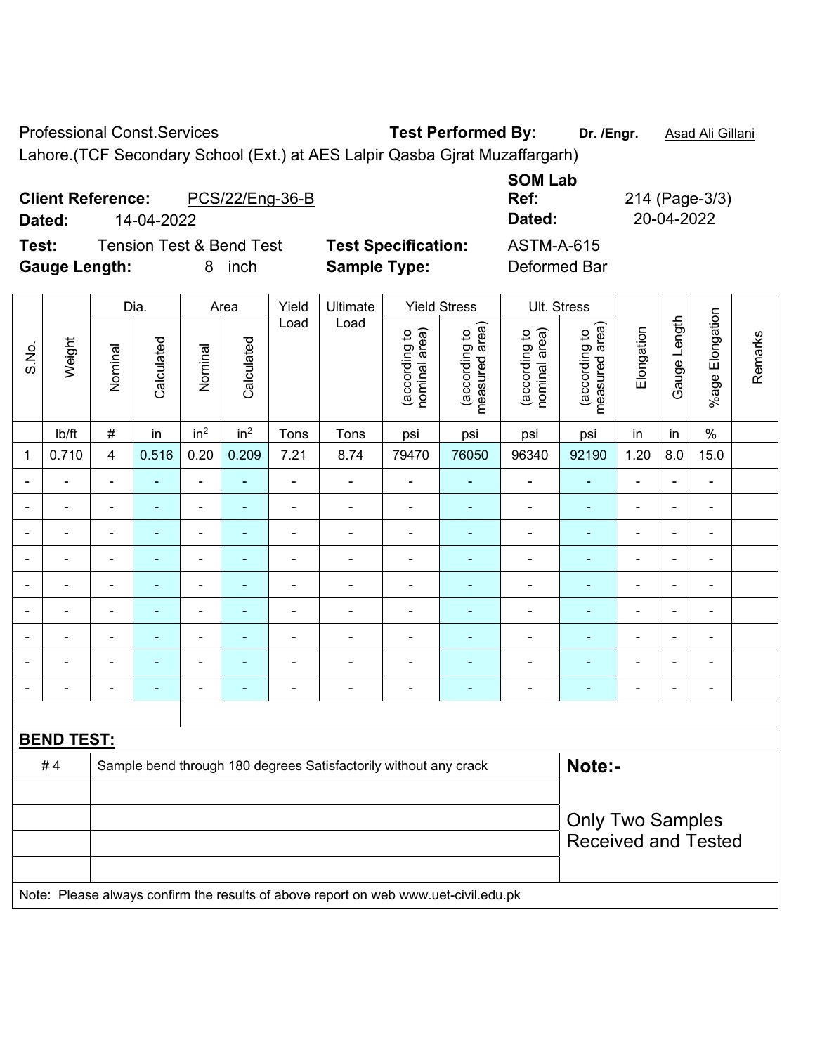Professional Const.Services **Test Performed By:** **Dr. /Engr.** Asad Ali Gillani

Lahore.(TCF Secondary School (Ext.) at AES Lalpir Qasba Gjrat Muzaffargarh)

**Client Reference:** PCS/22/Eng-36-B **SOM Lab Ref:** 214 (Page-3/3)

**Dated:** 14-04-2022 **Dated:** 20-04-2022

**Test:** Tension Test & Bend Test **Test Specification:** ASTM-A-615

**Gauge Length:** 8 inch **Sample Type:** Deformed Bar

| S.No. | Weight | Dia. | | Area | | Yield Load | Ultimate Load | Yield Stress | | Ult. Stress | | Elongation | Gauge Length | %age Elongation | Remarks |
|---|---|---|---|---|---|---|---|---|---|---|---|---|---|---|---|
| | | Nominal | Calculated | Nominal | Calculated | | | (according to nominal area) | (according to measured area) | (according to nominal area) | (according to measured area) | | | | |
| | lb/ft | # | in | $in^2$ | $in^2$ | Tons | Tons | psi | psi | psi | psi | in | in | % | |
| 1 | 0.710 | 4 | 0.516 | 0.20 | 0.209 | 7.21 | 8.74 | 79470 | 76050 | 96340 | 92190 | 1.20 | 8.0 | 15.0 | |
| - | - | - | - | - | - | - | - | - | - | - | - | - | - | - | |
| - | - | - | - | - | - | - | - | - | - | - | - | - | - | - | |
| - | - | - | - | - | - | - | - | - | - | - | - | - | - | - | |
| - | - | - | - | - | - | - | - | - | - | - | - | - | - | - | |
| - | - | - | - | - | - | - | - | - | - | - | - | - | - | - | |
| - | - | - | - | - | - | - | - | - | - | - | - | - | - | - | |
| - | - | - | - | - | - | - | - | - | - | - | - | - | - | - | |
| - | - | - | - | - | - | - | - | - | - | - | - | - | - | - | |
| - | - | - | - | - | - | - | - | - | - | - | - | - | - | - | |

**BEND TEST:**

| | | |
|---|---|---|
| # 4 | Sample bend through 180 degrees Satisfactorily without any crack | **Note:-** Only Two Samples Received and Tested |

Note: Please always confirm the results of above report on web www.uet-civil.edu.pk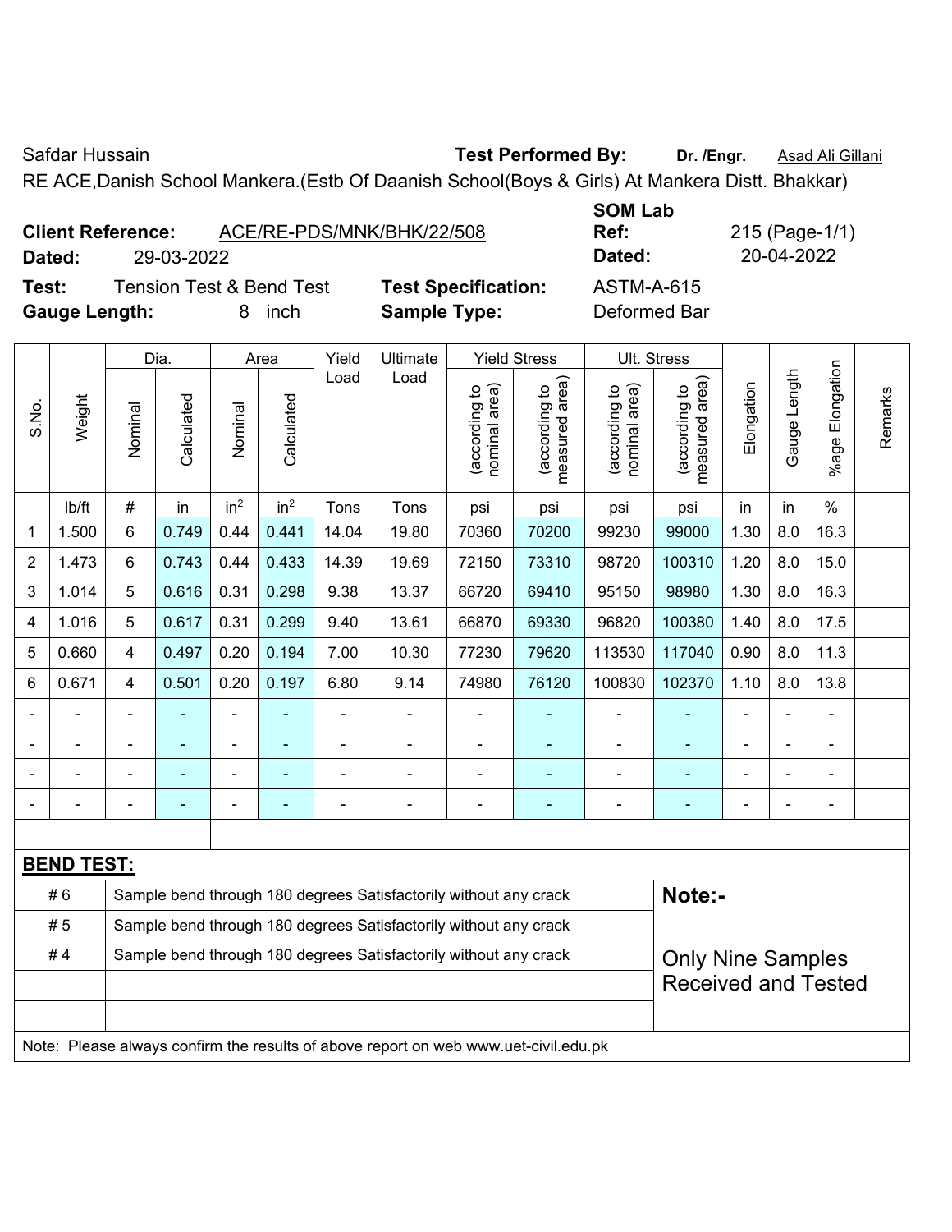Safdar Hussain **Test Performed By:** **Dr. /Engr.** Asad Ali Gillani

RE ACE,Danish School Mankera.(Estb Of Daanish School(Boys & Girls) At Mankera Distt. Bhakkar)

**Client Reference:** ACE/RE-PDS/MNK/BHK/22/508 **SOM Lab Ref:** 215 (Page-1/1)

**Dated:** 29-03-2022 **Dated:** 20-04-2022

**Test:** Tension Test & Bend Test **Test Specification:** ASTM-A-615

**Gauge Length:** 8 inch **Sample Type:** Deformed Bar

| S.No. | Weight | Dia. | | Area | | Yield Load | Ultimate Load | Yield Stress | | Ult. Stress | | Elongation | Gauge Length | %age Elongation | Remarks |
|---|---|---|---|---|---|---|---|---|---|---|---|---|---|---|---|
| | | Nominal | Calculated | Nominal | Calculated | | | (according to nominal area) | (according to measured area) | (according to nominal area) | (according to measured area) | | | | |
| | lb/ft | # | in | $in^2$ | $in^2$ | Tons | Tons | psi | psi | psi | psi | in | in | % | |
| 1 | 1.500 | 6 | 0.749 | 0.44 | 0.441 | 14.04 | 19.80 | 70360 | 70200 | 99230 | 99000 | 1.30 | 8.0 | 16.3 | |
| 2 | 1.473 | 6 | 0.743 | 0.44 | 0.433 | 14.39 | 19.69 | 72150 | 73310 | 98720 | 100310 | 1.20 | 8.0 | 15.0 | |
| 3 | 1.014 | 5 | 0.616 | 0.31 | 0.298 | 9.38 | 13.37 | 66720 | 69410 | 95150 | 98980 | 1.30 | 8.0 | 16.3 | |
| 4 | 1.016 | 5 | 0.617 | 0.31 | 0.299 | 9.40 | 13.61 | 66870 | 69330 | 96820 | 100380 | 1.40 | 8.0 | 17.5 | |
| 5 | 0.660 | 4 | 0.497 | 0.20 | 0.194 | 7.00 | 10.30 | 77230 | 79620 | 113530 | 117040 | 0.90 | 8.0 | 11.3 | |
| 6 | 0.671 | 4 | 0.501 | 0.20 | 0.197 | 6.80 | 9.14 | 74980 | 76120 | 100830 | 102370 | 1.10 | 8.0 | 13.8 | |
| - | - | - | - | - | - | - | - | - | - | - | - | - | - | - | |
| - | - | - | - | - | - | - | - | - | - | - | - | - | - | - | |
| - | - | - | - | - | - | - | - | - | - | - | - | - | - | - | |
| - | - | - | - | - | - | - | - | - | - | - | - | - | - | - | |

**BEND TEST:**

| | | |
|---|---|---|
| # 6 | Sample bend through 180 degrees Satisfactorily without any crack | **Note:-** |
| # 5 | Sample bend through 180 degrees Satisfactorily without any crack | |
| # 4 | Sample bend through 180 degrees Satisfactorily without any crack | Only Nine Samples Received and Tested |

Note: Please always confirm the results of above report on web www.uet-civil.edu.pk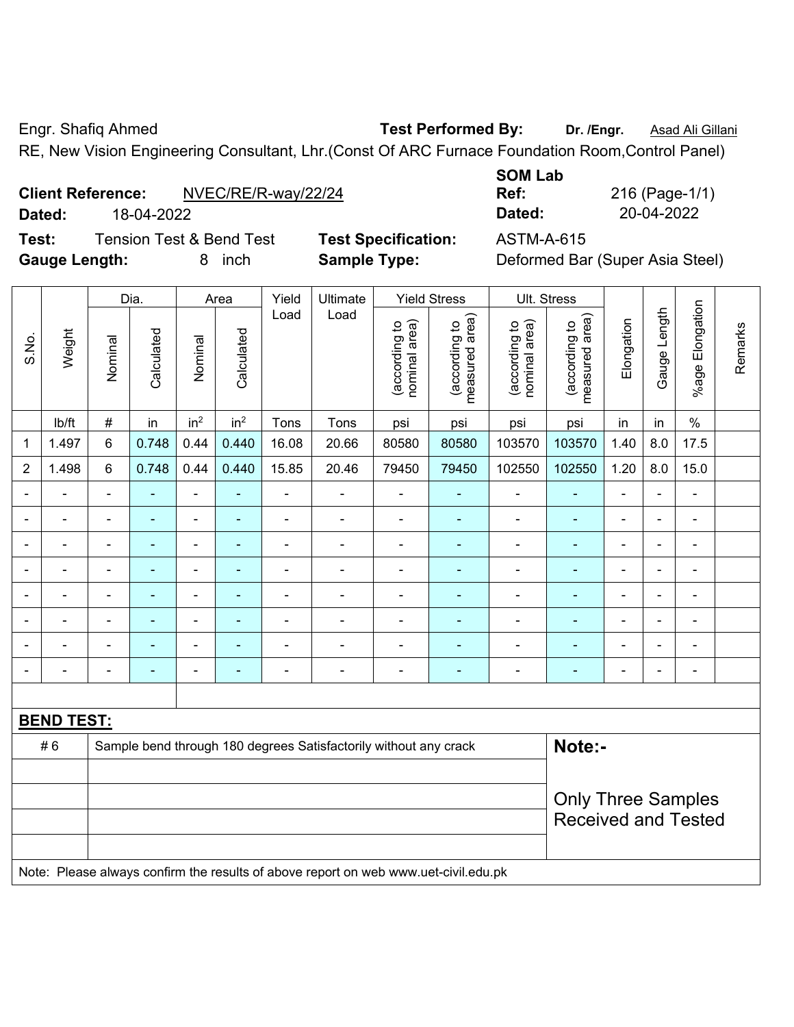Engr. Shafiq Ahmed **Test Performed By:** **Dr. /Engr.** Asad Ali Gillani

RE, New Vision Engineering Consultant, Lhr.(Const Of ARC Furnace Foundation Room,Control Panel)

**Client Reference:** NVEC/RE/R-way/22/24
**Dated:** 18-04-2022

**SOM Lab Ref:** 216 (Page-1/1)
**Dated:** 20-04-2022

**Test:** Tension Test & Bend Test
**Test Specification:** ASTM-A-615
**Gauge Length:** 8 inch
**Sample Type:** Deformed Bar (Super Asia Steel)

| S.No. | Weight | Dia. | | Area | | Yield Load | Ultimate Load | Yield Stress | | Ult. Stress | | Elongation | Gauge Length | %age Elongation | Remarks |
|---|---|---|---|---|---|---|---|---|---|---|---|---|---|---|---|
| | | Nominal | Calculated | Nominal | Calculated | | | (according to nominal area) | (according to measured area) | (according to nominal area) | (according to measured area) | | | | |
| | lb/ft | # | in | $in^2$ | $in^2$ | Tons | Tons | psi | psi | psi | psi | in | in | % | |
| 1 | 1.497 | 6 | 0.748 | 0.44 | 0.440 | 16.08 | 20.66 | 80580 | 80580 | 103570 | 103570 | 1.40 | 8.0 | 17.5 | |
| 2 | 1.498 | 6 | 0.748 | 0.44 | 0.440 | 15.85 | 20.46 | 79450 | 79450 | 102550 | 102550 | 1.20 | 8.0 | 15.0 | |
| - | - | - | - | - | - | - | - | - | - | - | - | - | - | - | |
| - | - | - | - | - | - | - | - | - | - | - | - | - | - | - | |
| - | - | - | - | - | - | - | - | - | - | - | - | - | - | - | |
| - | - | - | - | - | - | - | - | - | - | - | - | - | - | - | |
| - | - | - | - | - | - | - | - | - | - | - | - | - | - | - | |
| - | - | - | - | - | - | - | - | - | - | - | - | - | - | - | |
| - | - | - | - | - | - | - | - | - | - | - | - | - | - | - | |
| - | - | - | - | - | - | - | - | - | - | - | - | - | - | - | |

**BEND TEST:**

| | | |
|---|---|---|
| # 6 | Sample bend through 180 degrees Satisfactorily without any crack | **Note:-** |
| | | Only Three Samples Received and Tested |

Note: Please always confirm the results of above report on web www.uet-civil.edu.pk